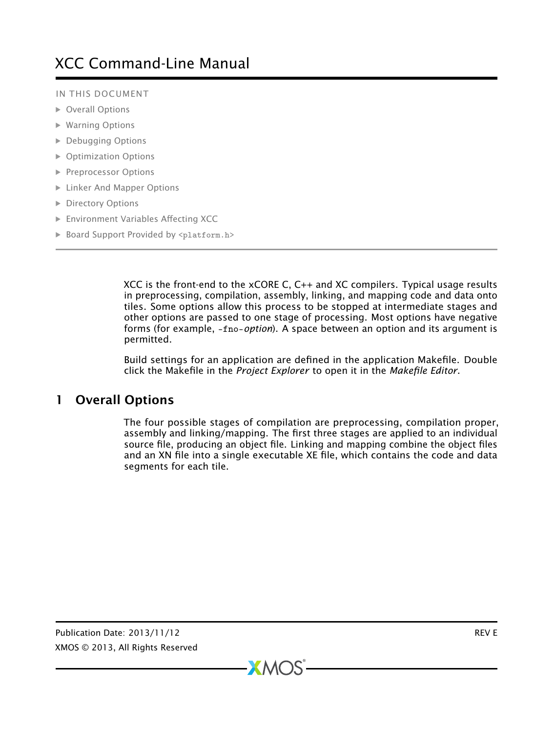# XCC Command-Line Manual

IN THIS DOCUMENT

- Overall Options
- Warning Options
- Debugging Options
- Optimization Options
- Preprocessor Options
- Linker And Mapper Options
- Directory Options
- Environment Variables Affecting XCC
- Board Support Provided by `<platform.h>`

XCC is the front-end to the xCORE C, C++ and XC compilers. Typical usage results in preprocessing, compilation, assembly, linking, and mapping code and data onto tiles. Some options allow this process to be stopped at intermediate stages and other options are passed to one stage of processing. Most options have negative forms (for example, `-fno-`*option*). A space between an option and its argument is permitted.

Build settings for an application are defined in the application Makefile. Double click the Makefile in the *Project Explorer* to open it in the *Makefile Editor*.

## 1 Overall Options

The four possible stages of compilation are preprocessing, compilation proper, assembly and linking/mapping. The first three stages are applied to an individual source file, producing an object file. Linking and mapping combine the object files and an XN file into a single executable XE file, which contains the code and data segments for each tile.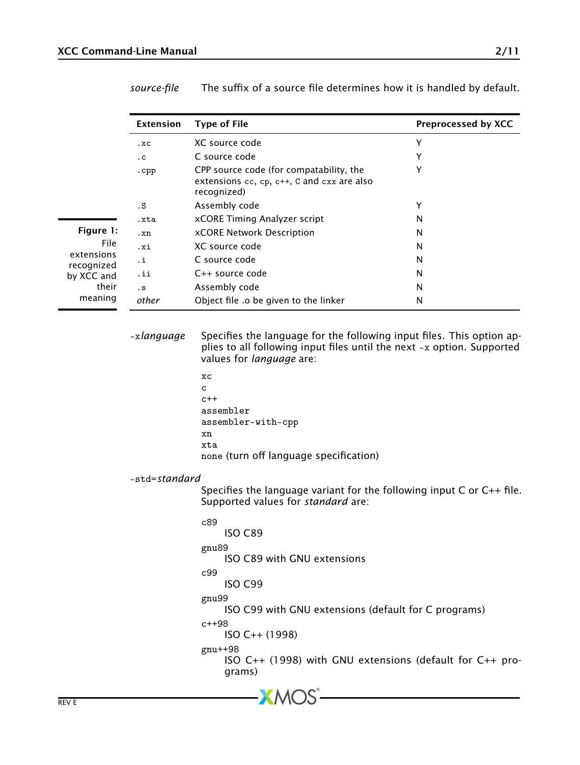*source-file* The suffix of a source file determines how it is handled by default.

| Extension | Type of File | Preprocessed by XCC |
| --- | --- | --- |
| `.xc` | XC source code | Y |
| `.c` | C source code | Y |
| `.cpp` | CPP source code (for compatability, the extensions `cc`, `cp`, `c++`, `C` and `cxx` are also recognized) | Y |
| `.S` | Assembly code | Y |
| `.xta` | xCORE Timing Analyzer script | N |
| `.xn` | xCORE Network Description | N |
| `.xi` | XC source code | N |
| `.i` | C source code | N |
| `.ii` | C++ source code | N |
| `.s` | Assembly code | N |
| *other* | Object file .o be given to the linker | N |

**Figure 1:** File extensions recognized by XCC and their meaning

`-x`*language* Specifies the language for the following input files. This option applies to all following input files until the next `-x` option. Supported values for *language* are:

`xc`
`c`
`c++`
`assembler`
`assembler-with-cpp`
`xn`
`xta`
`none` (turn off language specification)

`-std=`*standard*
Specifies the language variant for the following input C or C++ file. Supported values for *standard* are:

c89
: ISO C89

gnu89
: ISO C89 with GNU extensions

c99
: ISO C99

gnu99
: ISO C99 with GNU extensions (default for C programs)

c++98
: ISO C++ (1998)

gnu++98
: ISO C++ (1998) with GNU extensions (default for C++ programs)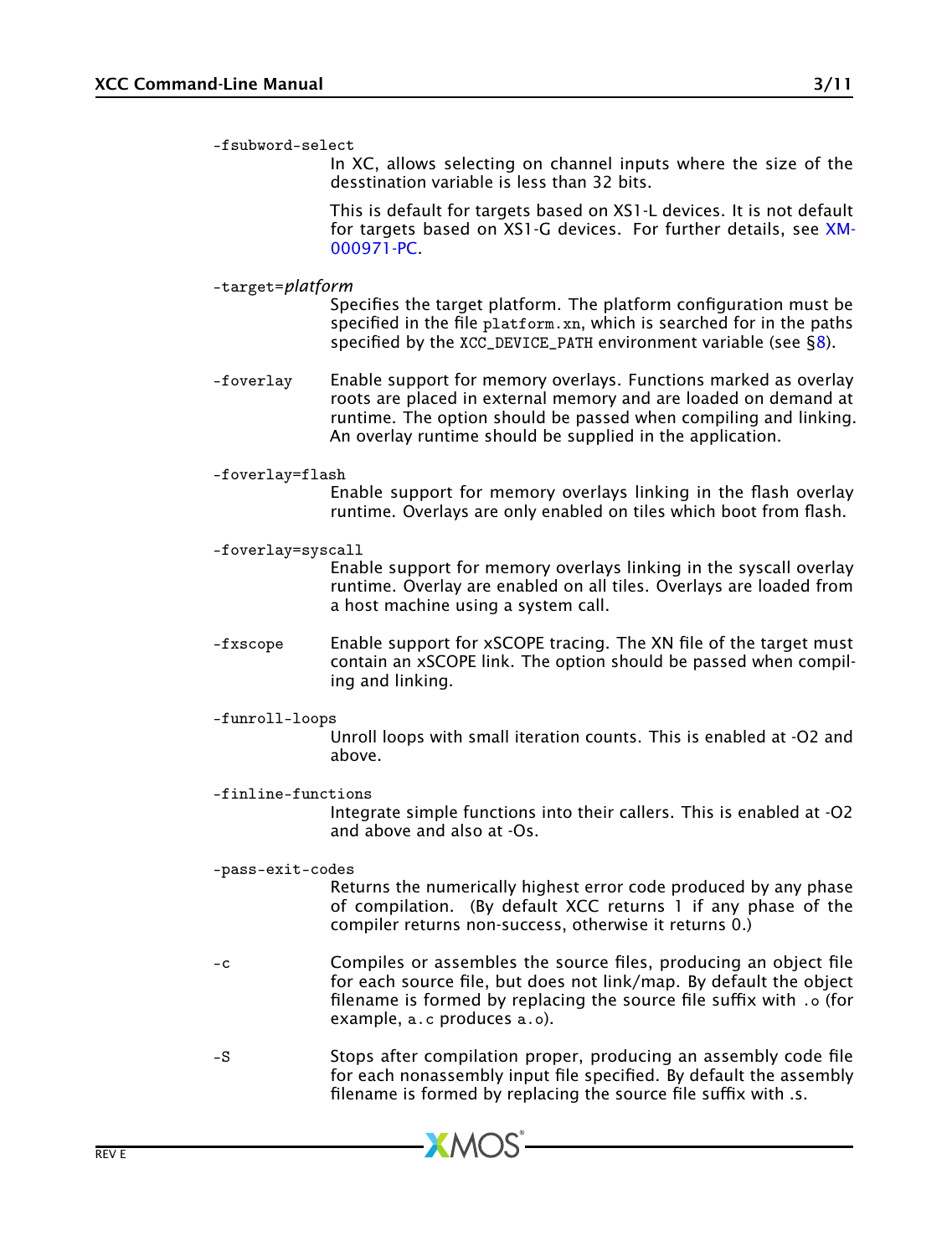`-fsubword-select`
: In XC, allows selecting on channel inputs where the size of the desstination variable is less than 32 bits.

  This is default for targets based on XS1-L devices. It is not default for targets based on XS1-G devices. For further details, see XM-000971-PC.

`-target=`*platform*
: Specifies the target platform. The platform configuration must be specified in the file `platform.xn`, which is searched for in the paths specified by the `XCC_DEVICE_PATH` environment variable (see §8).

`-foverlay`
: Enable support for memory overlays. Functions marked as overlay roots are placed in external memory and are loaded on demand at runtime. The option should be passed when compiling and linking. An overlay runtime should be supplied in the application.

`-foverlay=flash`
: Enable support for memory overlays linking in the flash overlay runtime. Overlays are only enabled on tiles which boot from flash.

`-foverlay=syscall`
: Enable support for memory overlays linking in the syscall overlay runtime. Overlay are enabled on all tiles. Overlays are loaded from a host machine using a system call.

`-fxscope`
: Enable support for xSCOPE tracing. The XN file of the target must contain an xSCOPE link. The option should be passed when compiling and linking.

`-funroll-loops`
: Unroll loops with small iteration counts. This is enabled at -O2 and above.

`-finline-functions`
: Integrate simple functions into their callers. This is enabled at -O2 and above and also at -Os.

`-pass-exit-codes`
: Returns the numerically highest error code produced by any phase of compilation. (By default XCC returns 1 if any phase of the compiler returns non-success, otherwise it returns 0.)

`-c`
: Compiles or assembles the source files, producing an object file for each source file, but does not link/map. By default the object filename is formed by replacing the source file suffix with `.o` (for example, `a.c` produces `a.o`).

`-S`
: Stops after compilation proper, producing an assembly code file for each nonassembly input file specified. By default the assembly filename is formed by replacing the source file suffix with .s.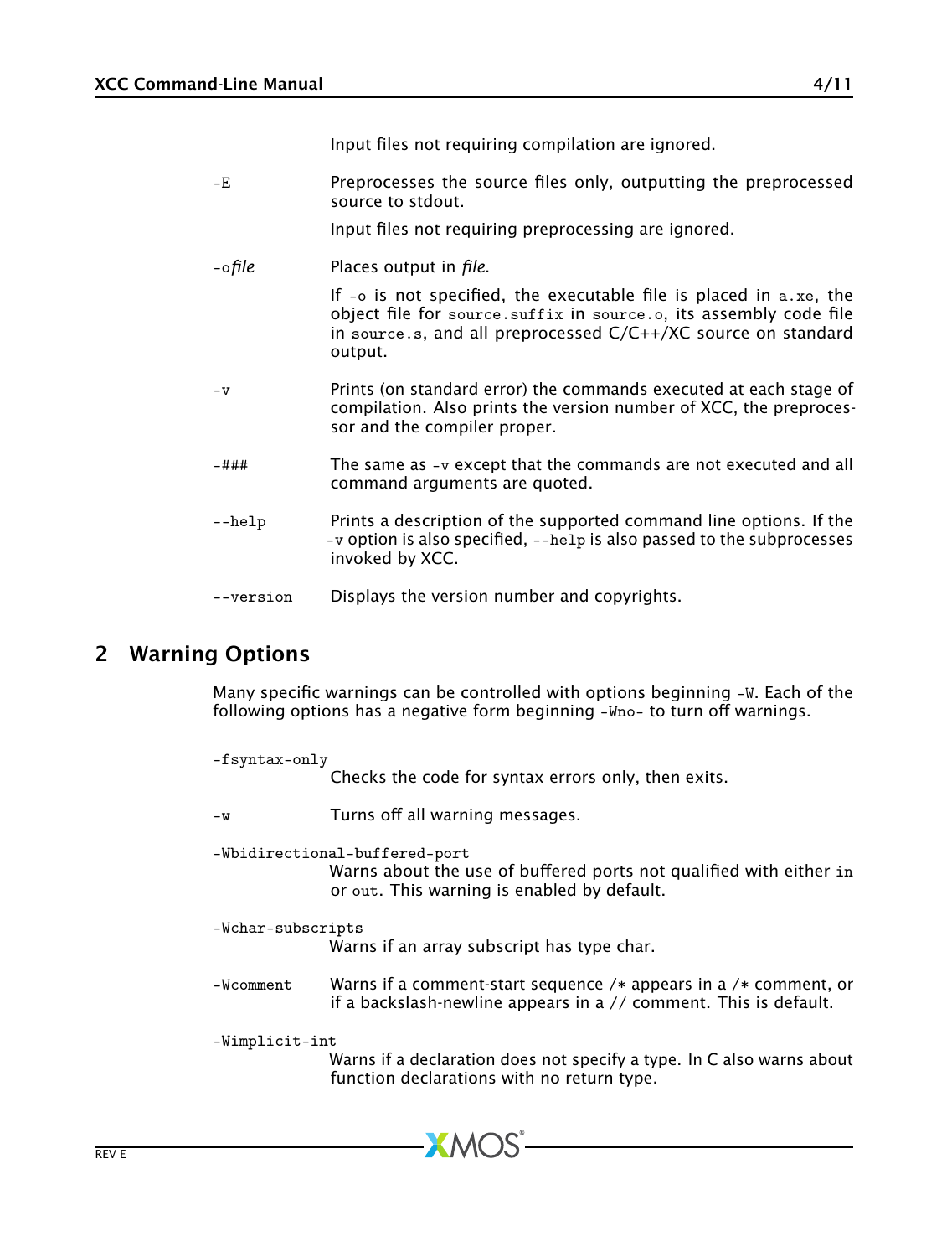Input files not requiring compilation are ignored.

`-E`
: Preprocesses the source files only, outputting the preprocessed source to stdout.

  Input files not requiring preprocessing are ignored.

`-o`*file*
: Places output in *file*.

  If `-o` is not specified, the executable file is placed in `a.xe`, the object file for `source.suffix` in `source.o`, its assembly code file in `source.s`, and all preprocessed C/C++/XC source on standard output.

`-v`
: Prints (on standard error) the commands executed at each stage of compilation. Also prints the version number of XCC, the preprocessor and the compiler proper.

`-###`
: The same as `-v` except that the commands are not executed and all command arguments are quoted.

`--help`
: Prints a description of the supported command line options. If the `-v` option is also specified, `--help` is also passed to the subprocesses invoked by XCC.

`--version`
: Displays the version number and copyrights.

## 2 Warning Options

Many specific warnings can be controlled with options beginning `-W`. Each of the following options has a negative form beginning `-Wno-` to turn off warnings.

`-fsyntax-only`
: Checks the code for syntax errors only, then exits.

`-w`
: Turns off all warning messages.

`-Wbidirectional-buffered-port`
: Warns about the use of buffered ports not qualified with either `in` or `out`. This warning is enabled by default.

`-Wchar-subscripts`
: Warns if an array subscript has type char.

`-Wcomment`
: Warns if a comment-start sequence /* appears in a /* comment, or if a backslash-newline appears in a // comment. This is default.

`-Wimplicit-int`
: Warns if a declaration does not specify a type. In C also warns about function declarations with no return type.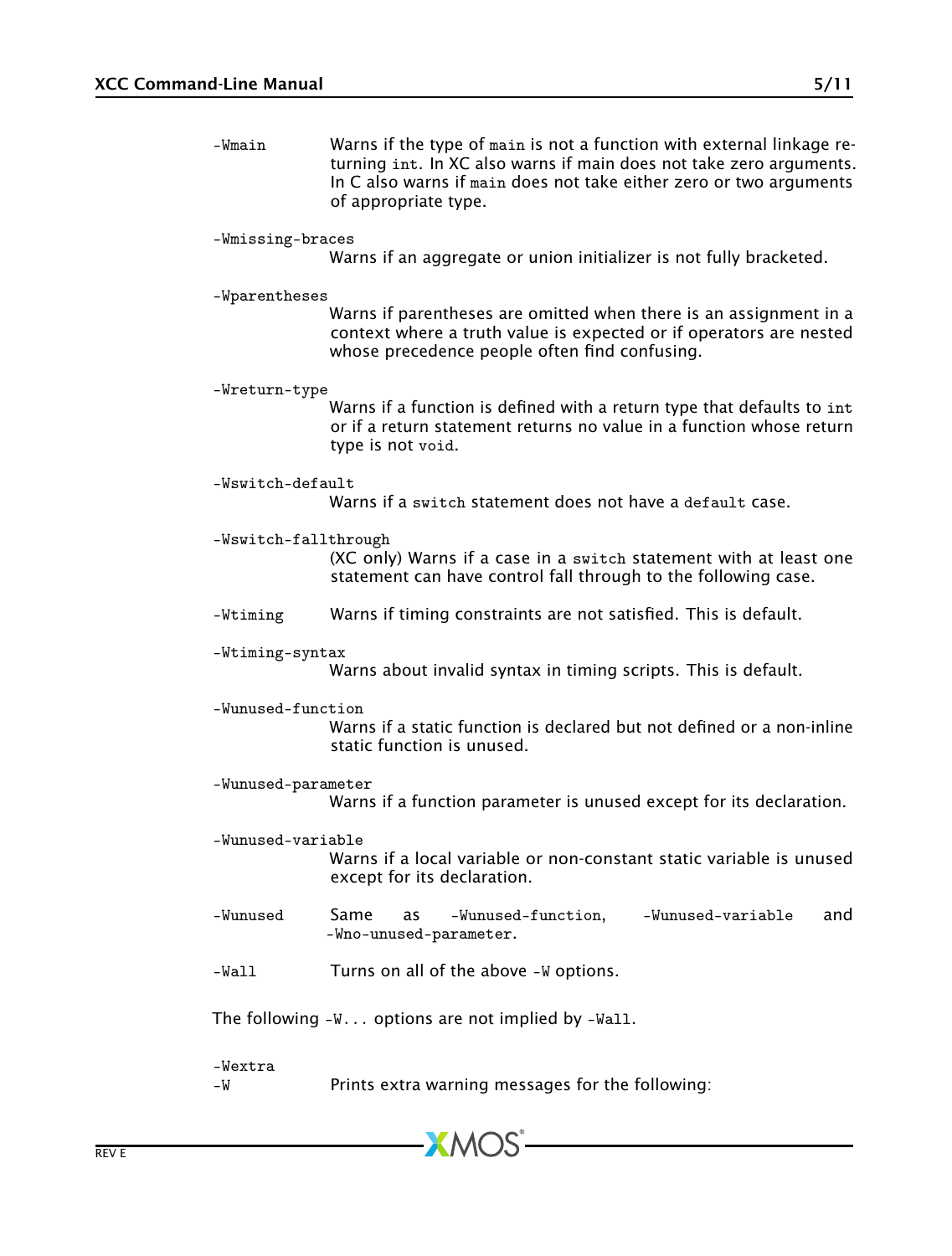`-Wmain`
: Warns if the type of `main` is not a function with external linkage returning `int`. In XC also warns if main does not take zero arguments. In C also warns if `main` does not take either zero or two arguments of appropriate type.

`-Wmissing-braces`
: Warns if an aggregate or union initializer is not fully bracketed.

`-Wparentheses`
: Warns if parentheses are omitted when there is an assignment in a context where a truth value is expected or if operators are nested whose precedence people often find confusing.

`-Wreturn-type`
: Warns if a function is defined with a return type that defaults to `int` or if a return statement returns no value in a function whose return type is not `void`.

`-Wswitch-default`
: Warns if a `switch` statement does not have a `default` case.

`-Wswitch-fallthrough`
: (XC only) Warns if a case in a `switch` statement with at least one statement can have control fall through to the following case.

`-Wtiming`
: Warns if timing constraints are not satisfied. This is default.

`-Wtiming-syntax`
: Warns about invalid syntax in timing scripts. This is default.

`-Wunused-function`
: Warns if a static function is declared but not defined or a non-inline static function is unused.

`-Wunused-parameter`
: Warns if a function parameter is unused except for its declaration.

`-Wunused-variable`
: Warns if a local variable or non-constant static variable is unused except for its declaration.

`-Wunused`
: Same as `-Wunused-function`, `-Wunused-variable` and `-Wno-unused-parameter`.

`-Wall`
: Turns on all of the above `-W` options.

The following `-W...` options are not implied by `-Wall`.

`-Wextra`
`-W`
: Prints extra warning messages for the following: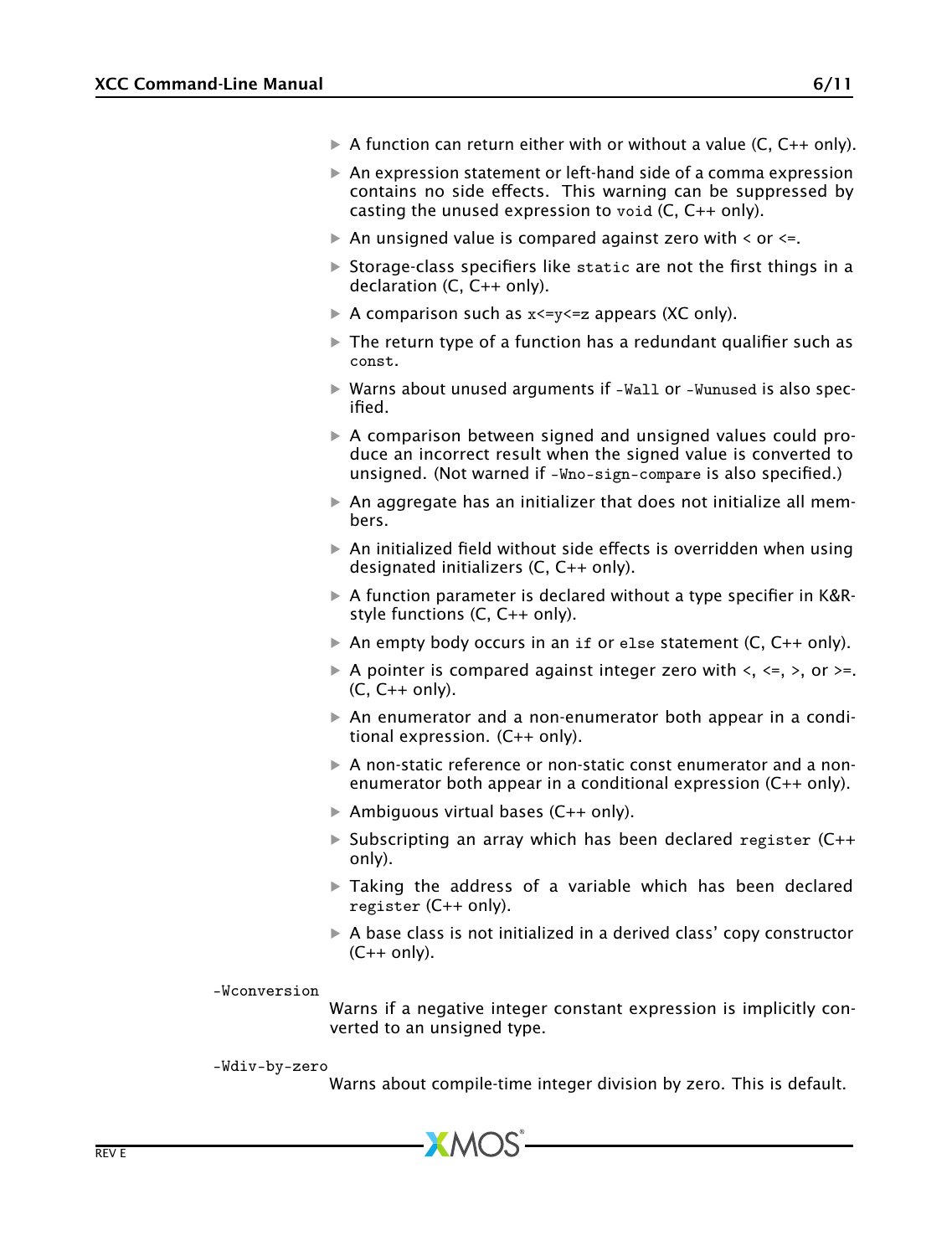- A function can return either with or without a value (C, C++ only).
- An expression statement or left-hand side of a comma expression contains no side effects. This warning can be suppressed by casting the unused expression to `void` (C, C++ only).
- An unsigned value is compared against zero with < or <=.
- Storage-class specifiers like `static` are not the first things in a declaration (C, C++ only).
- A comparison such as `x<=y<=z` appears (XC only).
- The return type of a function has a redundant qualifier such as `const`.
- Warns about unused arguments if `-Wall` or `-Wunused` is also specified.
- A comparison between signed and unsigned values could produce an incorrect result when the signed value is converted to unsigned. (Not warned if `-Wno-sign-compare` is also specified.)
- An aggregate has an initializer that does not initialize all members.
- An initialized field without side effects is overridden when using designated initializers (C, C++ only).
- A function parameter is declared without a type specifier in K&R-style functions (C, C++ only).
- An empty body occurs in an `if` or `else` statement (C, C++ only).
- A pointer is compared against integer zero with <, <=, >, or >=. (C, C++ only).
- An enumerator and a non-enumerator both appear in a conditional expression. (C++ only).
- A non-static reference or non-static const enumerator and a non-enumerator both appear in a conditional expression (C++ only).
- Ambiguous virtual bases (C++ only).
- Subscripting an array which has been declared `register` (C++ only).
- Taking the address of a variable which has been declared `register` (C++ only).
- A base class is not initialized in a derived class' copy constructor (C++ only).

`-Wconversion`
: Warns if a negative integer constant expression is implicitly converted to an unsigned type.

`-Wdiv-by-zero`
: Warns about compile-time integer division by zero. This is default.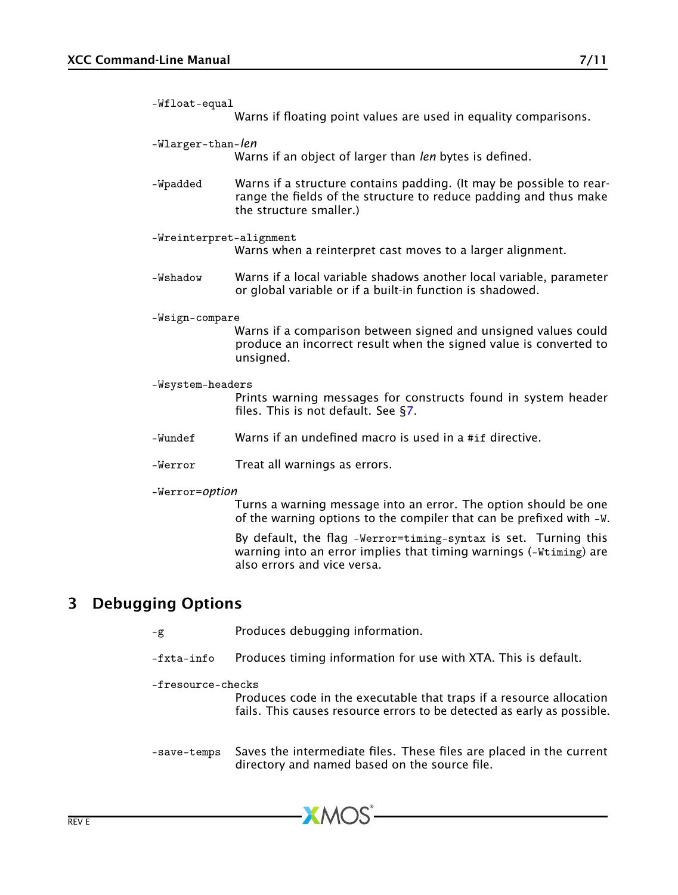`-Wfloat-equal`
: Warns if floating point values are used in equality comparisons.

`-Wlarger-than-`*len*
: Warns if an object of larger than *len* bytes is defined.

`-Wpadded`
: Warns if a structure contains padding. (It may be possible to rearrange the fields of the structure to reduce padding and thus make the structure smaller.)

`-Wreinterpret-alignment`
: Warns when a reinterpret cast moves to a larger alignment.

`-Wshadow`
: Warns if a local variable shadows another local variable, parameter or global variable or if a built-in function is shadowed.

`-Wsign-compare`
: Warns if a comparison between signed and unsigned values could produce an incorrect result when the signed value is converted to unsigned.

`-Wsystem-headers`
: Prints warning messages for constructs found in system header files. This is not default. See §7.

`-Wundef`
: Warns if an undefined macro is used in a `#if` directive.

`-Werror`
: Treat all warnings as errors.

`-Werror=`*option*
: Turns a warning message into an error. The option should be one of the warning options to the compiler that can be prefixed with `-W`.

  By default, the flag `-Werror=timing-syntax` is set. Turning this warning into an error implies that timing warnings (`-Wtiming`) are also errors and vice versa.

## 3 Debugging Options

`-g`
: Produces debugging information.

`-fxta-info`
: Produces timing information for use with XTA. This is default.

`-fresource-checks`
: Produces code in the executable that traps if a resource allocation fails. This causes resource errors to be detected as early as possible.

`-save-temps`
: Saves the intermediate files. These files are placed in the current directory and named based on the source file.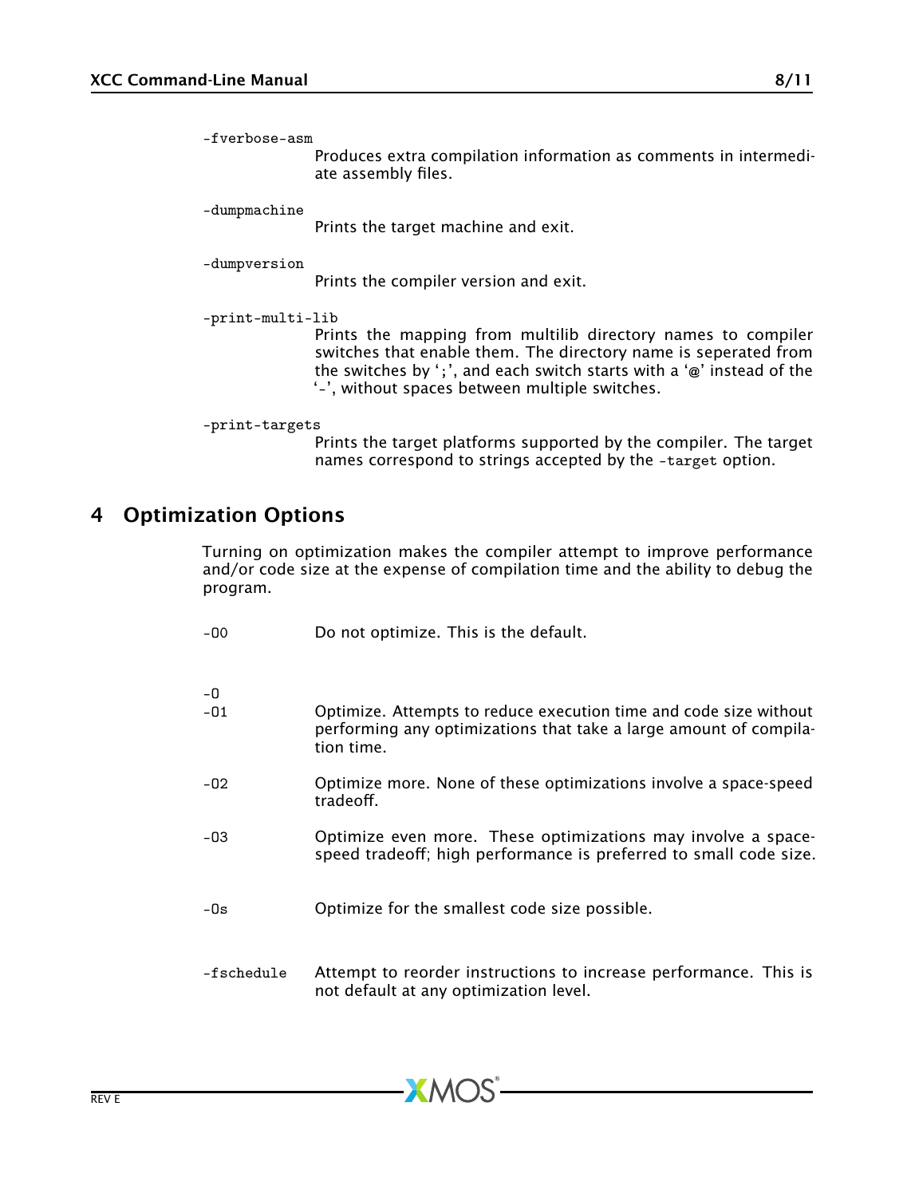`-fverbose-asm`
: Produces extra compilation information as comments in intermediate assembly files.

`-dumpmachine`
: Prints the target machine and exit.

`-dumpversion`
: Prints the compiler version and exit.

`-print-multi-lib`
: Prints the mapping from multilib directory names to compiler switches that enable them. The directory name is seperated from the switches by ';', and each switch starts with a '@' instead of the '-', without spaces between multiple switches.

`-print-targets`
: Prints the target platforms supported by the compiler. The target names correspond to strings accepted by the `-target` option.

## 4 Optimization Options

Turning on optimization makes the compiler attempt to improve performance and/or code size at the expense of compilation time and the ability to debug the program.

`-O0`
: Do not optimize. This is the default.

`-O`
`-O1`
: Optimize. Attempts to reduce execution time and code size without performing any optimizations that take a large amount of compilation time.

`-O2`
: Optimize more. None of these optimizations involve a space-speed tradeoff.

`-O3`
: Optimize even more. These optimizations may involve a space-speed tradeoff; high performance is preferred to small code size.

`-Os`
: Optimize for the smallest code size possible.

`-fschedule`
: Attempt to reorder instructions to increase performance. This is not default at any optimization level.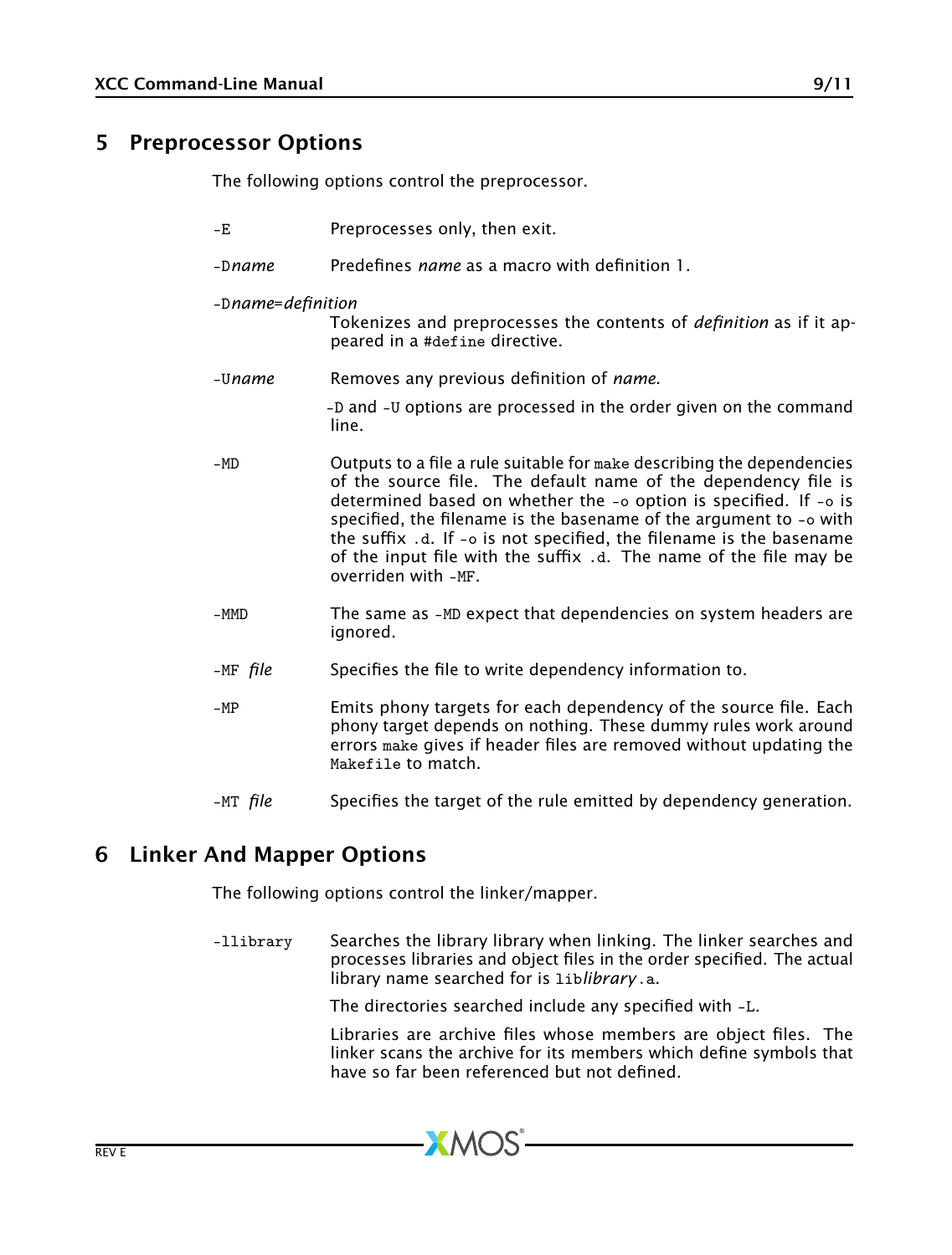## 5 Preprocessor Options

The following options control the preprocessor.

`-E` Preprocesses only, then exit.

`-D`*name* Predefines *name* as a macro with definition 1.

`-D`*name=definition*
Tokenizes and preprocesses the contents of *definition* as if it appeared in a `#define` directive.

`-U`*name* Removes any previous definition of *name*.

`-D` and `-U` options are processed in the order given on the command line.

`-MD` Outputs to a file a rule suitable for `make` describing the dependencies of the source file. The default name of the dependency file is determined based on whether the `-o` option is specified. If `-o` is specified, the filename is the basename of the argument to `-o` with the suffix `.d`. If `-o` is not specified, the filename is the basename of the input file with the suffix `.d`. The name of the file may be overriden with `-MF`.

`-MMD` The same as `-MD` expect that dependencies on system headers are ignored.

`-MF` *file* Specifies the file to write dependency information to.

`-MP` Emits phony targets for each dependency of the source file. Each phony target depends on nothing. These dummy rules work around errors `make` gives if header files are removed without updating the `Makefile` to match.

`-MT` *file* Specifies the target of the rule emitted by dependency generation.

## 6 Linker And Mapper Options

The following options control the linker/mapper.

`-llibrary` Searches the library library when linking. The linker searches and processes libraries and object files in the order specified. The actual library name searched for is `lib`*library*`.a`.

The directories searched include any specified with `-L`.

Libraries are archive files whose members are object files. The linker scans the archive for its members which define symbols that have so far been referenced but not defined.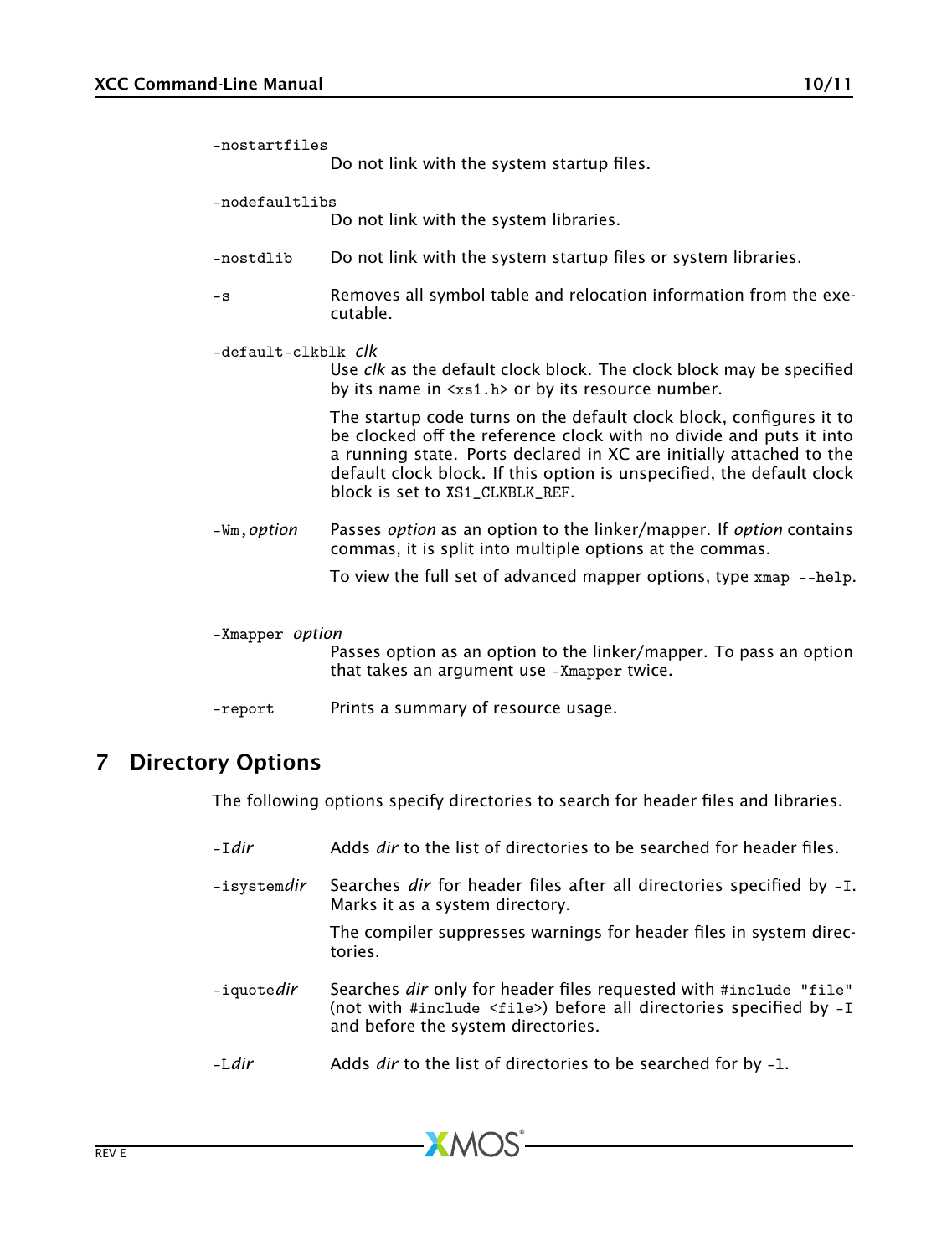`-nostartfiles`
: Do not link with the system startup files.

`-nodefaultlibs`
: Do not link with the system libraries.

`-nostdlib`
: Do not link with the system startup files or system libraries.

`-s`
: Removes all symbol table and relocation information from the executable.

`-default-clkblk` *clk*
: Use *clk* as the default clock block. The clock block may be specified by its name in `<xs1.h>` or by its resource number.

  The startup code turns on the default clock block, configures it to be clocked off the reference clock with no divide and puts it into a running state. Ports declared in XC are initially attached to the default clock block. If this option is unspecified, the default clock block is set to `XS1_CLKBLK_REF`.

`-Wm,`*option*
: Passes *option* as an option to the linker/mapper. If *option* contains commas, it is split into multiple options at the commas.

  To view the full set of advanced mapper options, type `xmap --help`.

`-Xmapper` *option*
: Passes option as an option to the linker/mapper. To pass an option that takes an argument use `-Xmapper` twice.

`-report`
: Prints a summary of resource usage.

## 7 Directory Options

The following options specify directories to search for header files and libraries.

`-I`*dir*
: Adds *dir* to the list of directories to be searched for header files.

`-isystem`*dir*
: Searches *dir* for header files after all directories specified by `-I`. Marks it as a system directory.

  The compiler suppresses warnings for header files in system directories.

`-iquote`*dir*
: Searches *dir* only for header files requested with `#include "file"` (not with `#include <file>`) before all directories specified by `-I` and before the system directories.

`-L`*dir*
: Adds *dir* to the list of directories to be searched for by `-l`.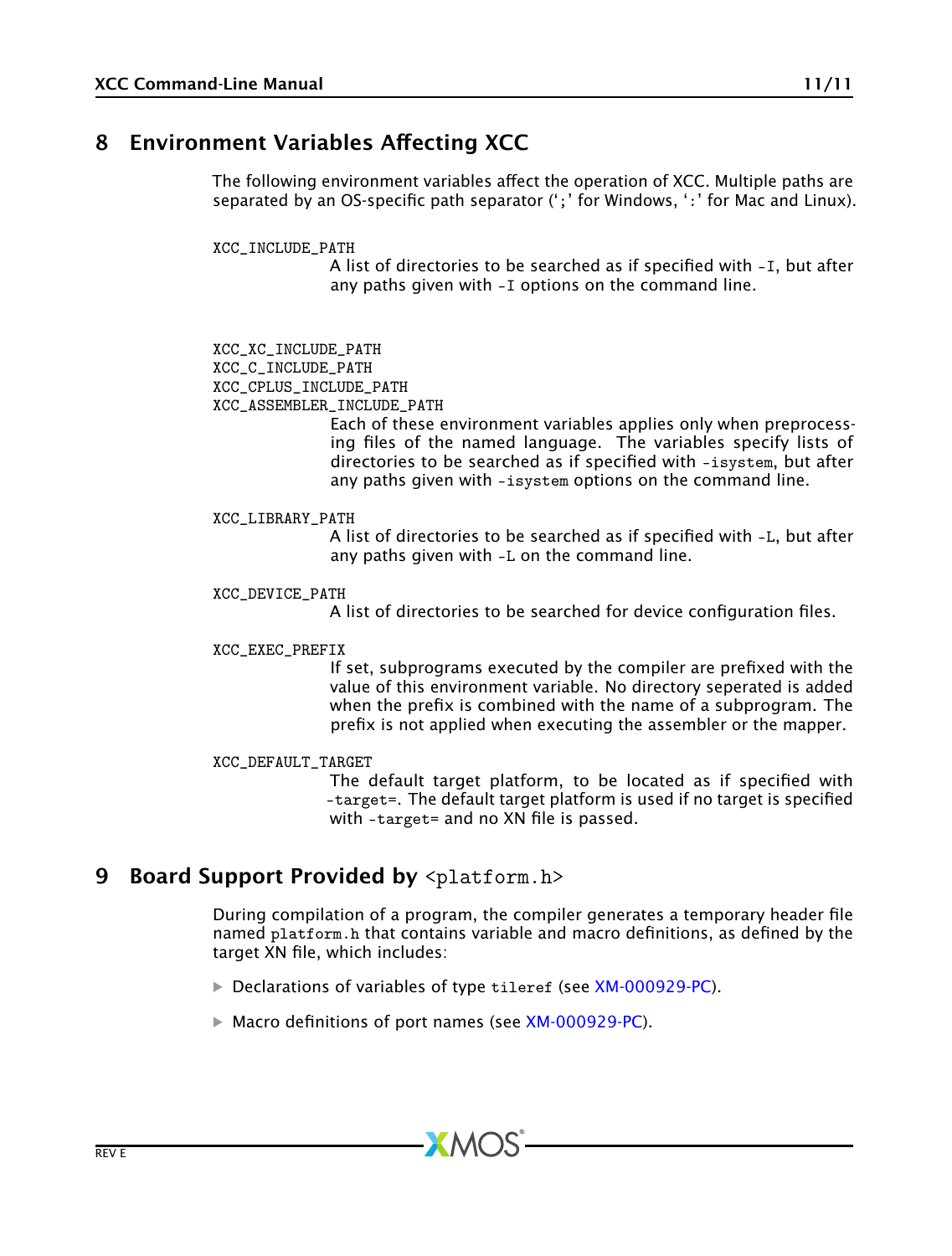## 8 Environment Variables Affecting XCC

The following environment variables affect the operation of XCC. Multiple paths are separated by an OS-specific path separator (';' for Windows, ':' for Mac and Linux).

`XCC_INCLUDE_PATH`
: A list of directories to be searched as if specified with `-I`, but after any paths given with `-I` options on the command line.

`XCC_XC_INCLUDE_PATH`
`XCC_C_INCLUDE_PATH`
`XCC_CPLUS_INCLUDE_PATH`
`XCC_ASSEMBLER_INCLUDE_PATH`
: Each of these environment variables applies only when preprocessing files of the named language. The variables specify lists of directories to be searched as if specified with `-isystem`, but after any paths given with `-isystem` options on the command line.

`XCC_LIBRARY_PATH`
: A list of directories to be searched as if specified with `-L`, but after any paths given with `-L` on the command line.

`XCC_DEVICE_PATH`
: A list of directories to be searched for device configuration files.

`XCC_EXEC_PREFIX`
: If set, subprograms executed by the compiler are prefixed with the value of this environment variable. No directory seperated is added when the prefix is combined with the name of a subprogram. The prefix is not applied when executing the assembler or the mapper.

`XCC_DEFAULT_TARGET`
: The default target platform, to be located as if specified with `-target=`. The default target platform is used if no target is specified with `-target=` and no XN file is passed.

## 9 Board Support Provided by `<platform.h>`

During compilation of a program, the compiler generates a temporary header file named `platform.h` that contains variable and macro definitions, as defined by the target XN file, which includes:

- Declarations of variables of type `tileref` (see XM-000929-PC).
- Macro definitions of port names (see XM-000929-PC).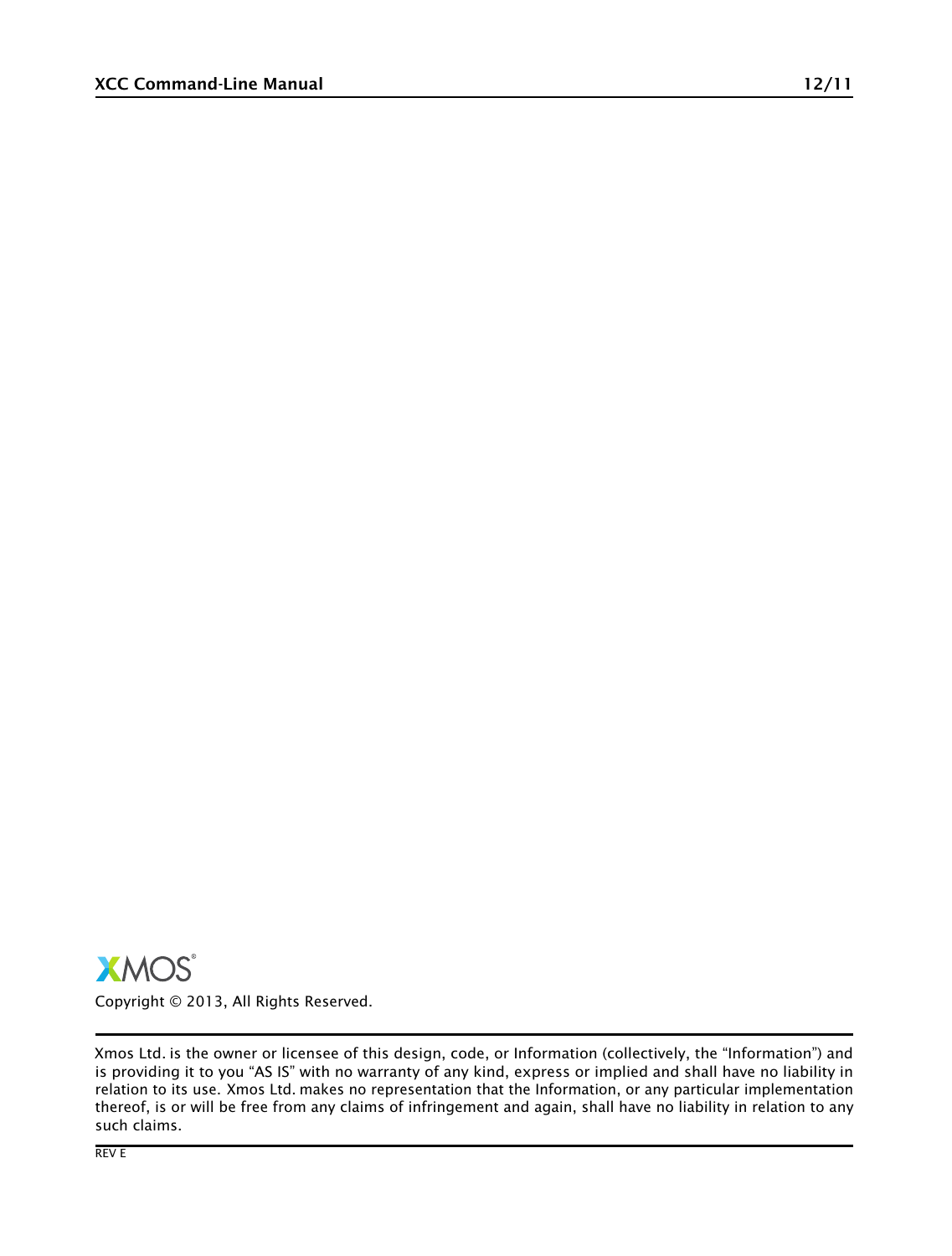XMOS

Copyright © 2013, All Rights Reserved.

Xmos Ltd. is the owner or licensee of this design, code, or Information (collectively, the "Information") and is providing it to you "AS IS" with no warranty of any kind, express or implied and shall have no liability in relation to its use. Xmos Ltd. makes no representation that the Information, or any particular implementation thereof, is or will be free from any claims of infringement and again, shall have no liability in relation to any such claims.

REV E